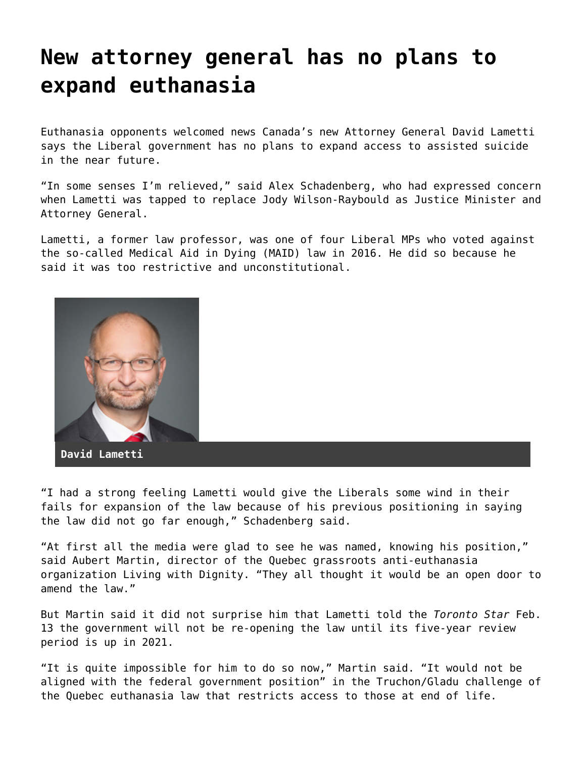# New attorney general has no plans to expand euthanasia

Euthanasia opponents welcomed news Canada's new Attorney General David Lametti says the Liberal government has no plans to expand access to assisted suicide in the near future.

"In some senses I'm relieved," said Alex Schadenberg, who had expressed concern when Lametti was tapped to replace Jody Wilson-Raybould as Justice Minister and Attorney General.

Lametti, a former law professor, was one of four Liberal MPs who voted against the so-called Medical Aid in Dying (MAID) law in 2016. He did so because he said it was too restrictive and unconstitutional.

David Lametti

"I had a strong feeling Lametti would give the Liberals some wind in their fails for expansion of the law because of his previous positioning in saying the law did not go far enough," Schadenberg said.

"At first all the media were glad to see he was named, knowing his position," said Aubert Martin, director of the Quebec grassroots anti-euthanasia organization Living with Dignity. "They all thought it would be an open door to amend the law."

But Martin said it did not surprise him that Lametti told the *Toronto Star* Feb. 13 the government will not be re-opening the law until its five-year review period is up in 2021.

"It is quite impossible for him to do so now," Martin said. "It would not be aligned with the federal government position" in the Truchon/Gladu challenge of the Quebec euthanasia law that restricts access to those at end of life.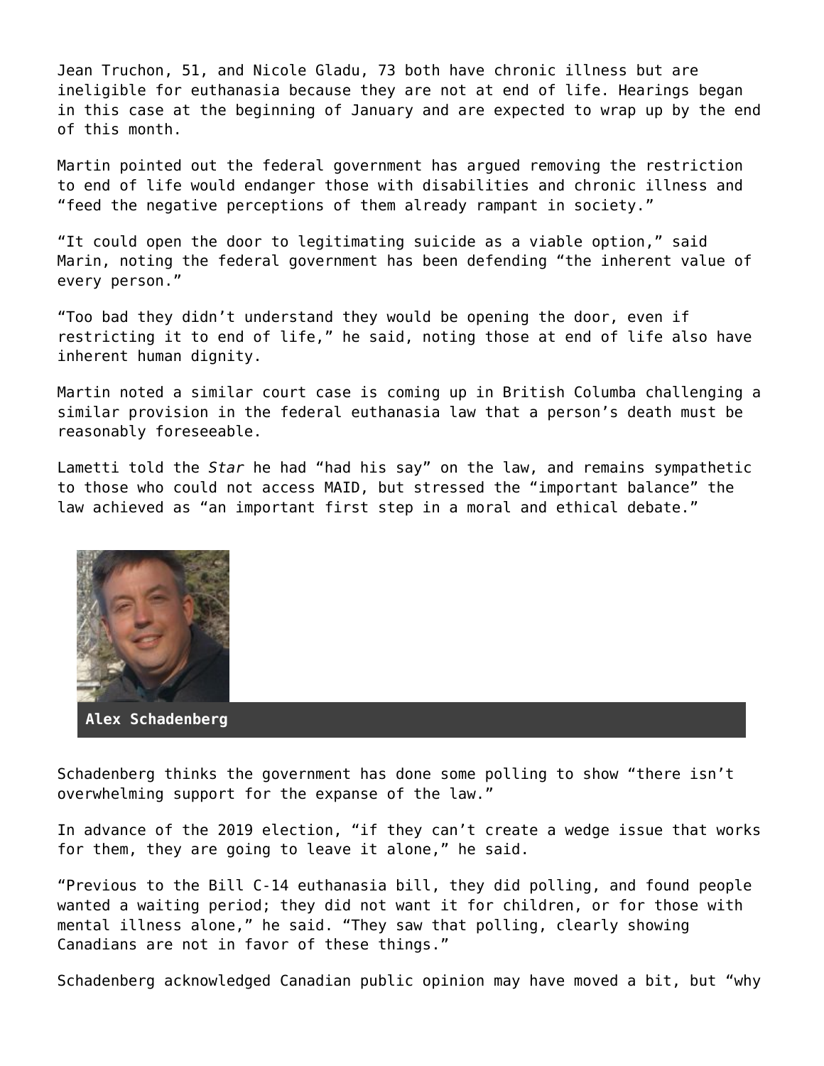Jean Truchon, 51, and Nicole Gladu, 73 both have chronic illness but are ineligible for euthanasia because they are not at end of life. Hearings began in this case at the beginning of January and are expected to wrap up by the end of this month.

Martin pointed out the federal government has argued removing the restriction to end of life would endanger those with disabilities and chronic illness and "feed the negative perceptions of them already rampant in society."

"It could open the door to legitimating suicide as a viable option," said Marin, noting the federal government has been defending "the inherent value of every person."

"Too bad they didn't understand they would be opening the door, even if restricting it to end of life," he said, noting those at end of life also have inherent human dignity.

Martin noted a similar court case is coming up in British Columba challenging a similar provision in the federal euthanasia law that a person's death must be reasonably foreseeable.

Lametti told the *Star* he had "had his say" on the law, and remains sympathetic to those who could not access MAID, but stressed the "important balance" the law achieved as "an important first step in a moral and ethical debate."

**Alex Schadenberg**

Schadenberg thinks the government has done some polling to show "there isn't overwhelming support for the expanse of the law."

In advance of the 2019 election, "if they can't create a wedge issue that works for them, they are going to leave it alone," he said.

"Previous to the Bill C-14 euthanasia bill, they did polling, and found people wanted a waiting period; they did not want it for children, or for those with mental illness alone," he said. "They saw that polling, clearly showing Canadians are not in favor of these things."

Schadenberg acknowledged Canadian public opinion may have moved a bit, but "why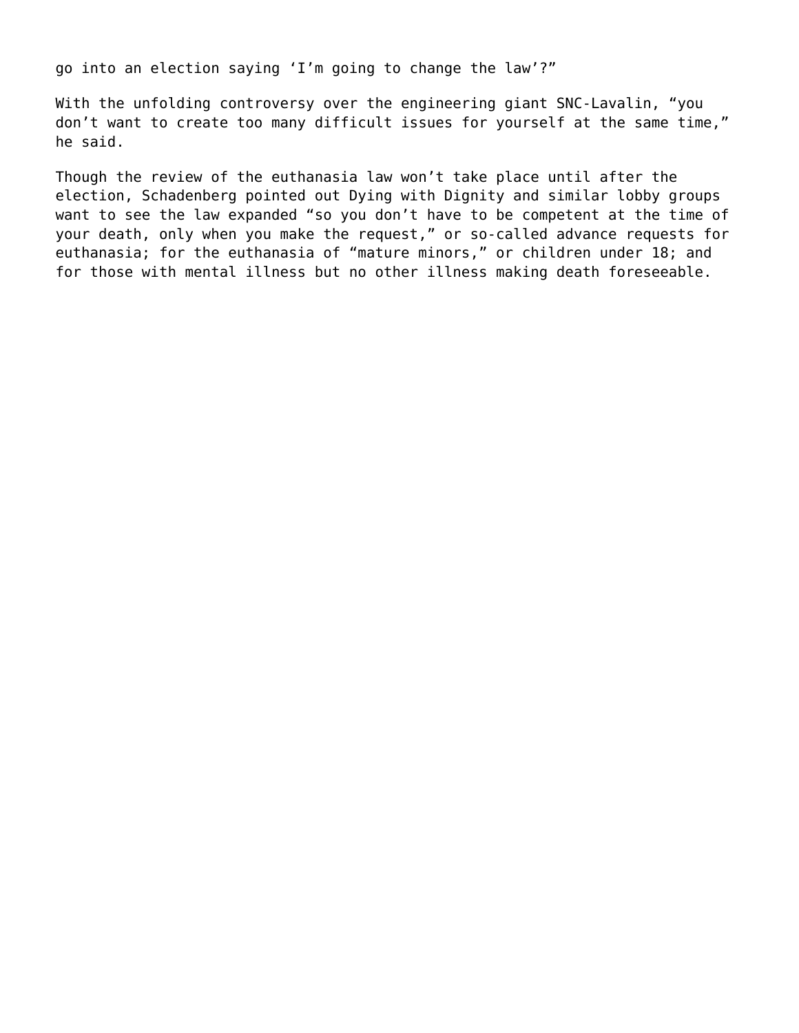go into an election saying 'I'm going to change the law'?"

With the unfolding controversy over the engineering giant SNC-Lavalin, "you don't want to create too many difficult issues for yourself at the same time," he said.

Though the review of the euthanasia law won't take place until after the election, Schadenberg pointed out Dying with Dignity and similar lobby groups want to see the law expanded "so you don't have to be competent at the time of your death, only when you make the request," or so-called advance requests for euthanasia; for the euthanasia of "mature minors," or children under 18; and for those with mental illness but no other illness making death foreseeable.